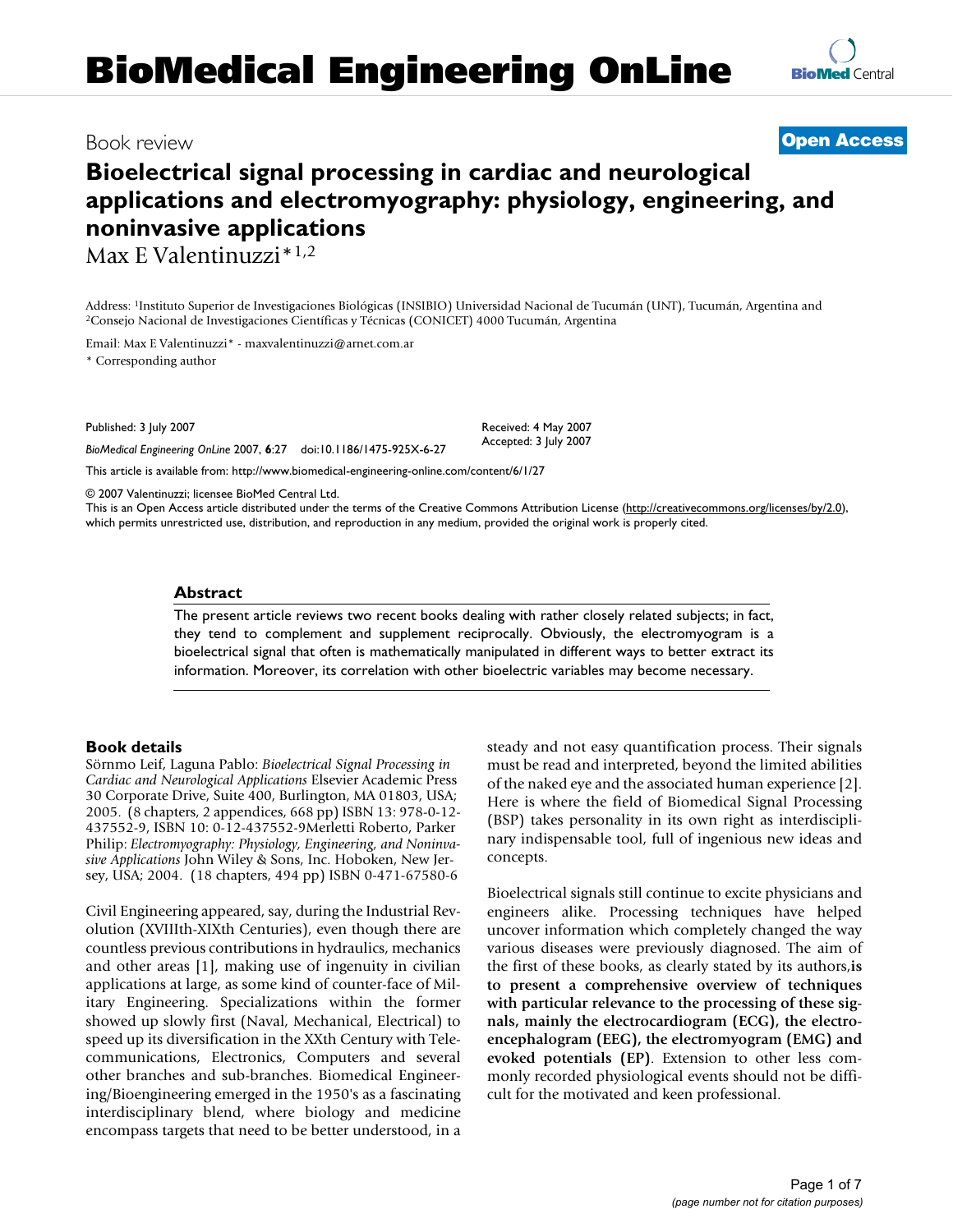# BioMedical Engineering OnLine

Book review

**Open Access**

# Bioelectrical signal processing in cardiac and neurological applications and electromyography: physiology, engineering, and noninvasive applications

Max E Valentinuzzi*[1,2]

Address: [1]Instituto Superior de Investigaciones Biológicas (INSIBIO) Universidad Nacional de Tucumán (UNT), Tucumán, Argentina and [2]Consejo Nacional de Investigaciones Científicas y Técnicas (CONICET) 4000 Tucumán, Argentina

Email: Max E Valentinuzzi* - maxvalentinuzzi@arnet.com.ar

\* Corresponding author

Published: 3 July 2007

*BioMedical Engineering OnLine* 2007, **6**:27 doi:10.1186/1475-925X-6-27

Received: 4 May 2007
Accepted: 3 July 2007

This article is available from: http://www.biomedical-engineering-online.com/content/6/1/27

© 2007 Valentinuzzi; licensee BioMed Central Ltd.
This is an Open Access article distributed under the terms of the Creative Commons Attribution License (http://creativecommons.org/licenses/by/2.0), which permits unrestricted use, distribution, and reproduction in any medium, provided the original work is properly cited.

## Abstract

The present article reviews two recent books dealing with rather closely related subjects; in fact, they tend to complement and supplement reciprocally. Obviously, the electromyogram is a bioelectrical signal that often is mathematically manipulated in different ways to better extract its information. Moreover, its correlation with other bioelectric variables may become necessary.

## Book details

Sörnmo Leif, Laguna Pablo: *Bioelectrical Signal Processing in Cardiac and Neurological Applications* Elsevier Academic Press 30 Corporate Drive, Suite 400, Burlington, MA 01803, USA; 2005. (8 chapters, 2 appendices, 668 pp) ISBN 13: 978-0-12-437552-9, ISBN 10: 0-12-437552-9Merletti Roberto, Parker Philip: *Electromyography: Physiology, Engineering, and Noninvasive Applications* John Wiley & Sons, Inc. Hoboken, New Jersey, USA; 2004. (18 chapters, 494 pp) ISBN 0-471-67580-6

Civil Engineering appeared, say, during the Industrial Revolution (XVIIIth-XIXth Centuries), even though there are countless previous contributions in hydraulics, mechanics and other areas [1], making use of ingenuity in civilian applications at large, as some kind of counter-face of Military Engineering. Specializations within the former showed up slowly first (Naval, Mechanical, Electrical) to speed up its diversification in the XXth Century with Telecommunications, Electronics, Computers and several other branches and sub-branches. Biomedical Engineering/Bioengineering emerged in the 1950's as a fascinating interdisciplinary blend, where biology and medicine encompass targets that need to be better understood, in a steady and not easy quantification process. Their signals must be read and interpreted, beyond the limited abilities of the naked eye and the associated human experience [2]. Here is where the field of Biomedical Signal Processing (BSP) takes personality in its own right as interdisciplinary indispensable tool, full of ingenious new ideas and concepts.

Bioelectrical signals still continue to excite physicians and engineers alike. Processing techniques have helped uncover information which completely changed the way various diseases were previously diagnosed. The aim of the first of these books, as clearly stated by its authors,**is to present a comprehensive overview of techniques with particular relevance to the processing of these signals, mainly the electrocardiogram (ECG), the electroencephalogram (EEG), the electromyogram (EMG) and evoked potentials (EP)**. Extension to other less commonly recorded physiological events should not be difficult for the motivated and keen professional.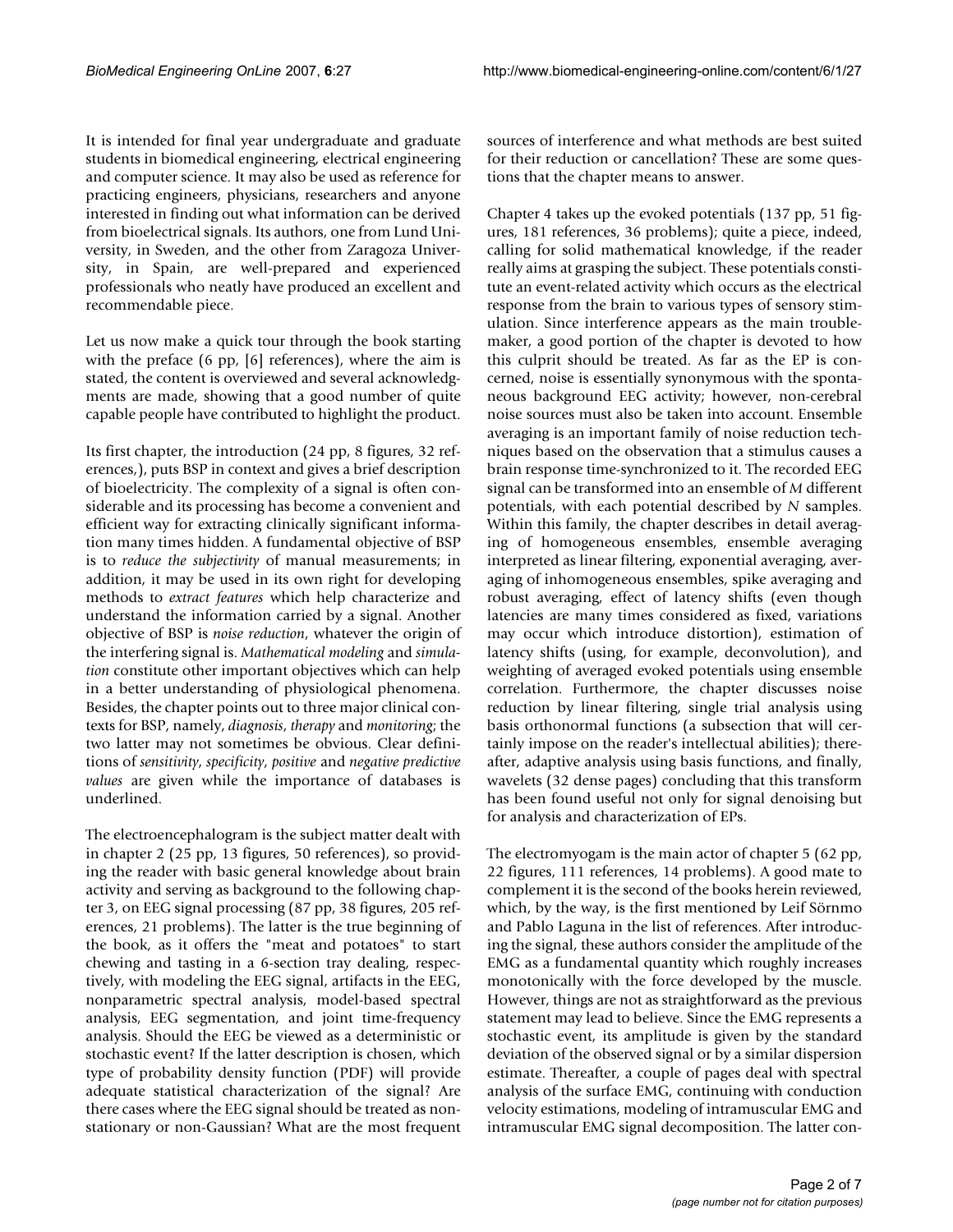It is intended for final year undergraduate and graduate students in biomedical engineering, electrical engineering and computer science. It may also be used as reference for practicing engineers, physicians, researchers and anyone interested in finding out what information can be derived from bioelectrical signals. Its authors, one from Lund University, in Sweden, and the other from Zaragoza University, in Spain, are well-prepared and experienced professionals who neatly have produced an excellent and recommendable piece.

Let us now make a quick tour through the book starting with the preface (6 pp, [6] references), where the aim is stated, the content is overviewed and several acknowledgments are made, showing that a good number of quite capable people have contributed to highlight the product.

Its first chapter, the introduction (24 pp, 8 figures, 32 references,), puts BSP in context and gives a brief description of bioelectricity. The complexity of a signal is often considerable and its processing has become a convenient and efficient way for extracting clinically significant information many times hidden. A fundamental objective of BSP is to *reduce the subjectivity* of manual measurements; in addition, it may be used in its own right for developing methods to *extract features* which help characterize and understand the information carried by a signal. Another objective of BSP is *noise reduction*, whatever the origin of the interfering signal is. *Mathematical modeling* and *simulation* constitute other important objectives which can help in a better understanding of physiological phenomena. Besides, the chapter points out to three major clinical contexts for BSP, namely, *diagnosis*, *therapy* and *monitoring*; the two latter may not sometimes be obvious. Clear definitions of *sensitivity*, *specificity*, *positive* and *negative predictive values* are given while the importance of databases is underlined.

The electroencephalogram is the subject matter dealt with in chapter 2 (25 pp, 13 figures, 50 references), so providing the reader with basic general knowledge about brain activity and serving as background to the following chapter 3, on EEG signal processing (87 pp, 38 figures, 205 references, 21 problems). The latter is the true beginning of the book, as it offers the "meat and potatoes" to start chewing and tasting in a 6-section tray dealing, respectively, with modeling the EEG signal, artifacts in the EEG, nonparametric spectral analysis, model-based spectral analysis, EEG segmentation, and joint time-frequency analysis. Should the EEG be viewed as a deterministic or stochastic event? If the latter description is chosen, which type of probability density function (PDF) will provide adequate statistical characterization of the signal? Are there cases where the EEG signal should be treated as nonstationary or non-Gaussian? What are the most frequent sources of interference and what methods are best suited for their reduction or cancellation? These are some questions that the chapter means to answer.

Chapter 4 takes up the evoked potentials (137 pp, 51 figures, 181 references, 36 problems); quite a piece, indeed, calling for solid mathematical knowledge, if the reader really aims at grasping the subject. These potentials constitute an event-related activity which occurs as the electrical response from the brain to various types of sensory stimulation. Since interference appears as the main troublemaker, a good portion of the chapter is devoted to how this culprit should be treated. As far as the EP is concerned, noise is essentially synonymous with the spontaneous background EEG activity; however, non-cerebral noise sources must also be taken into account. Ensemble averaging is an important family of noise reduction techniques based on the observation that a stimulus causes a brain response time-synchronized to it. The recorded EEG signal can be transformed into an ensemble of $M$ different potentials, with each potential described by $N$ samples. Within this family, the chapter describes in detail averaging of homogeneous ensembles, ensemble averaging interpreted as linear filtering, exponential averaging, averaging of inhomogeneous ensembles, spike averaging and robust averaging, effect of latency shifts (even though latencies are many times considered as fixed, variations may occur which introduce distortion), estimation of latency shifts (using, for example, deconvolution), and weighting of averaged evoked potentials using ensemble correlation. Furthermore, the chapter discusses noise reduction by linear filtering, single trial analysis using basis orthonormal functions (a subsection that will certainly impose on the reader's intellectual abilities); thereafter, adaptive analysis using basis functions, and finally, wavelets (32 dense pages) concluding that this transform has been found useful not only for signal denoising but for analysis and characterization of EPs.

The electromyogam is the main actor of chapter 5 (62 pp, 22 figures, 111 references, 14 problems). A good mate to complement it is the second of the books herein reviewed, which, by the way, is the first mentioned by Leif Sörnmo and Pablo Laguna in the list of references. After introducing the signal, these authors consider the amplitude of the EMG as a fundamental quantity which roughly increases monotonically with the force developed by the muscle. However, things are not as straightforward as the previous statement may lead to believe. Since the EMG represents a stochastic event, its amplitude is given by the standard deviation of the observed signal or by a similar dispersion estimate. Thereafter, a couple of pages deal with spectral analysis of the surface EMG, continuing with conduction velocity estimations, modeling of intramuscular EMG and intramuscular EMG signal decomposition. The latter con-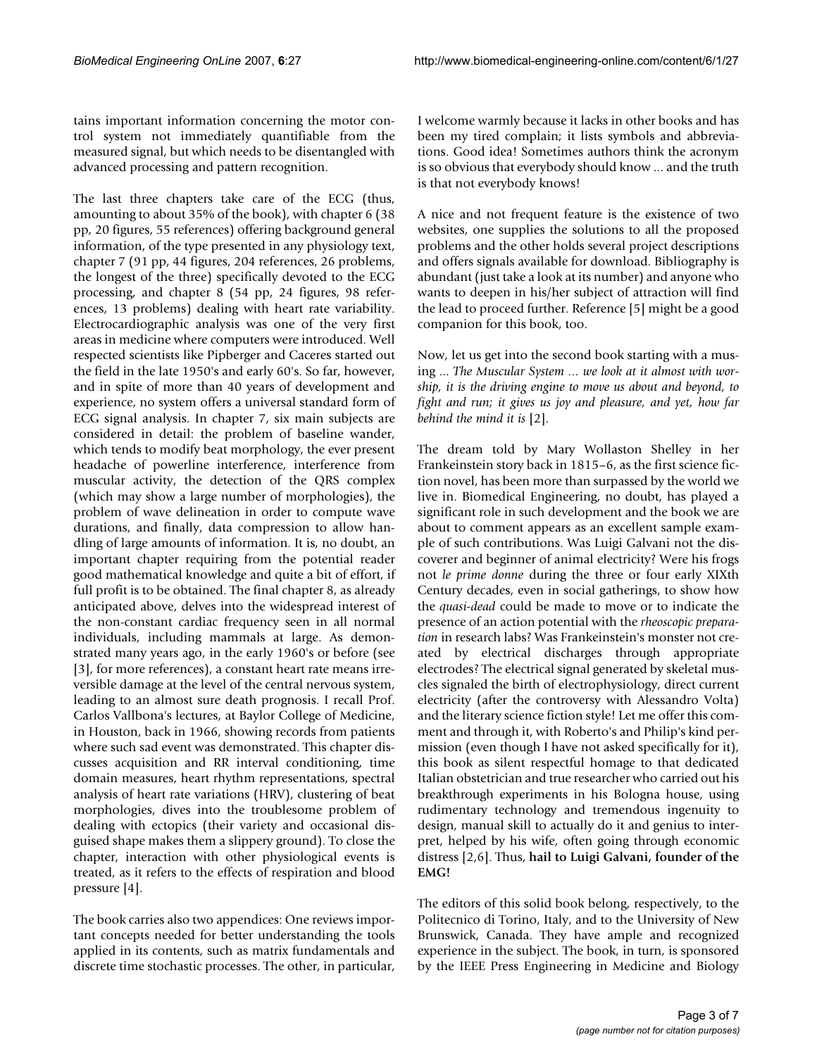tains important information concerning the motor control system not immediately quantifiable from the measured signal, but which needs to be disentangled with advanced processing and pattern recognition.

The last three chapters take care of the ECG (thus, amounting to about 35% of the book), with chapter 6 (38 pp, 20 figures, 55 references) offering background general information, of the type presented in any physiology text, chapter 7 (91 pp, 44 figures, 204 references, 26 problems, the longest of the three) specifically devoted to the ECG processing, and chapter 8 (54 pp, 24 figures, 98 references, 13 problems) dealing with heart rate variability. Electrocardiographic analysis was one of the very first areas in medicine where computers were introduced. Well respected scientists like Pipberger and Caceres started out the field in the late 1950's and early 60's. So far, however, and in spite of more than 40 years of development and experience, no system offers a universal standard form of ECG signal analysis. In chapter 7, six main subjects are considered in detail: the problem of baseline wander, which tends to modify beat morphology, the ever present headache of powerline interference, interference from muscular activity, the detection of the QRS complex (which may show a large number of morphologies), the problem of wave delineation in order to compute wave durations, and finally, data compression to allow handling of large amounts of information. It is, no doubt, an important chapter requiring from the potential reader good mathematical knowledge and quite a bit of effort, if full profit is to be obtained. The final chapter 8, as already anticipated above, delves into the widespread interest of the non-constant cardiac frequency seen in all normal individuals, including mammals at large. As demonstrated many years ago, in the early 1960's or before (see [3], for more references), a constant heart rate means irreversible damage at the level of the central nervous system, leading to an almost sure death prognosis. I recall Prof. Carlos Vallbona's lectures, at Baylor College of Medicine, in Houston, back in 1966, showing records from patients where such sad event was demonstrated. This chapter discusses acquisition and RR interval conditioning, time domain measures, heart rhythm representations, spectral analysis of heart rate variations (HRV), clustering of beat morphologies, dives into the troublesome problem of dealing with ectopics (their variety and occasional disguised shape makes them a slippery ground). To close the chapter, interaction with other physiological events is treated, as it refers to the effects of respiration and blood pressure [4].

The book carries also two appendices: One reviews important concepts needed for better understanding the tools applied in its contents, such as matrix fundamentals and discrete time stochastic processes. The other, in particular, I welcome warmly because it lacks in other books and has been my tired complain; it lists symbols and abbreviations. Good idea! Sometimes authors think the acronym is so obvious that everybody should know ... and the truth is that not everybody knows!

A nice and not frequent feature is the existence of two websites, one supplies the solutions to all the proposed problems and the other holds several project descriptions and offers signals available for download. Bibliography is abundant (just take a look at its number) and anyone who wants to deepen in his/her subject of attraction will find the lead to proceed further. Reference [5] might be a good companion for this book, too.

Now, let us get into the second book starting with a musing ... *The Muscular System ... we look at it almost with worship, it is the driving engine to move us about and beyond, to fight and run; it gives us joy and pleasure, and yet, how far behind the mind it is* [2].

The dream told by Mary Wollaston Shelley in her Frankeinstein story back in 1815–6, as the first science fiction novel, has been more than surpassed by the world we live in. Biomedical Engineering, no doubt, has played a significant role in such development and the book we are about to comment appears as an excellent sample example of such contributions. Was Luigi Galvani not the discoverer and beginner of animal electricity? Were his frogs not *le prime donne* during the three or four early XIXth Century decades, even in social gatherings, to show how the *quasi-dead* could be made to move or to indicate the presence of an action potential with the *rheoscopic preparation* in research labs? Was Frankeinstein's monster not created by electrical discharges through appropriate electrodes? The electrical signal generated by skeletal muscles signaled the birth of electrophysiology, direct current electricity (after the controversy with Alessandro Volta) and the literary science fiction style! Let me offer this comment and through it, with Roberto's and Philip's kind permission (even though I have not asked specifically for it), this book as silent respectful homage to that dedicated Italian obstetrician and true researcher who carried out his breakthrough experiments in his Bologna house, using rudimentary technology and tremendous ingenuity to design, manual skill to actually do it and genius to interpret, helped by his wife, often going through economic distress [2,6]. Thus, **hail to Luigi Galvani, founder of the EMG!**

The editors of this solid book belong, respectively, to the Politecnico di Torino, Italy, and to the University of New Brunswick, Canada. They have ample and recognized experience in the subject. The book, in turn, is sponsored by the IEEE Press Engineering in Medicine and Biology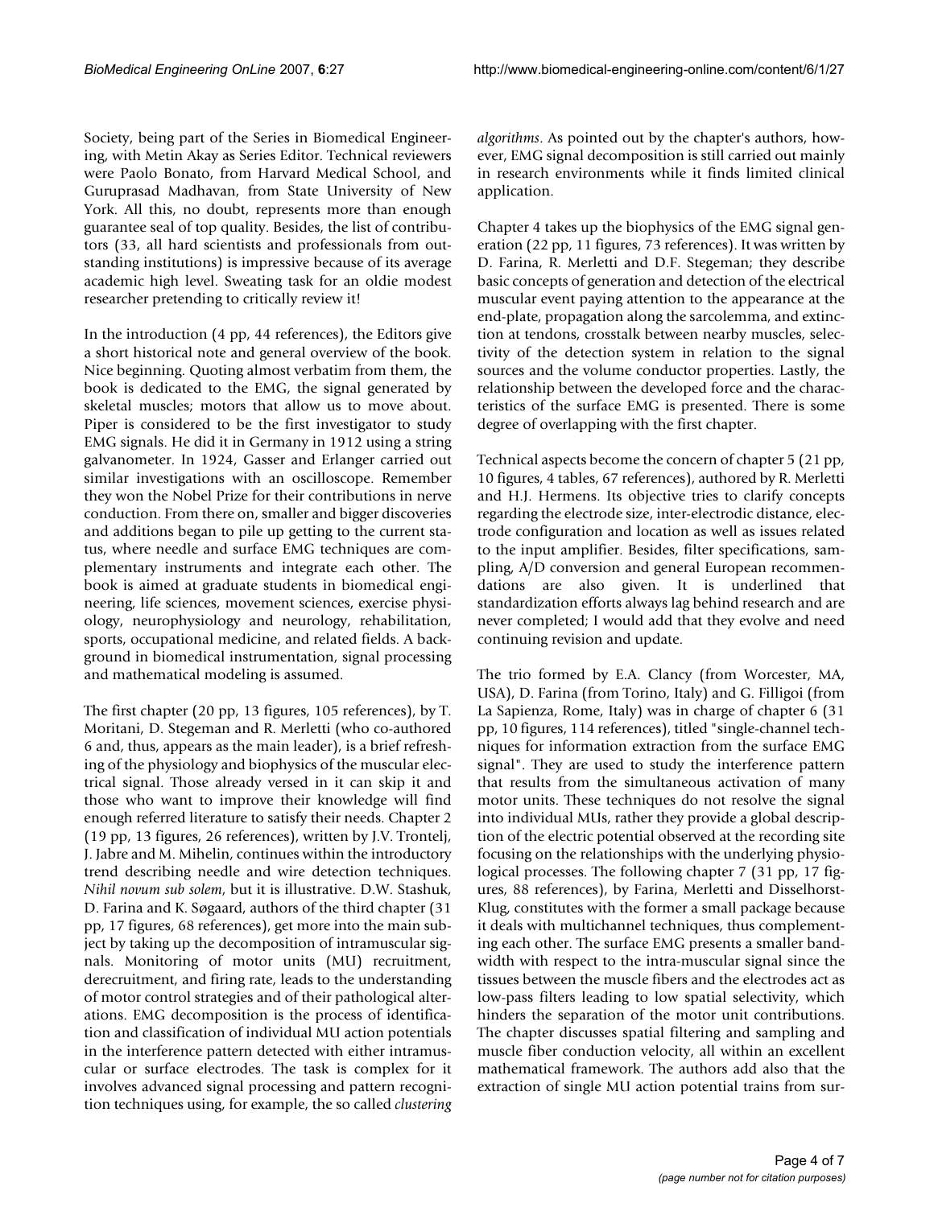Society, being part of the Series in Biomedical Engineering, with Metin Akay as Series Editor. Technical reviewers were Paolo Bonato, from Harvard Medical School, and Guruprasad Madhavan, from State University of New York. All this, no doubt, represents more than enough guarantee seal of top quality. Besides, the list of contributors (33, all hard scientists and professionals from outstanding institutions) is impressive because of its average academic high level. Sweating task for an oldie modest researcher pretending to critically review it!

In the introduction (4 pp, 44 references), the Editors give a short historical note and general overview of the book. Nice beginning. Quoting almost verbatim from them, the book is dedicated to the EMG, the signal generated by skeletal muscles; motors that allow us to move about. Piper is considered to be the first investigator to study EMG signals. He did it in Germany in 1912 using a string galvanometer. In 1924, Gasser and Erlanger carried out similar investigations with an oscilloscope. Remember they won the Nobel Prize for their contributions in nerve conduction. From there on, smaller and bigger discoveries and additions began to pile up getting to the current status, where needle and surface EMG techniques are complementary instruments and integrate each other. The book is aimed at graduate students in biomedical engineering, life sciences, movement sciences, exercise physiology, neurophysiology and neurology, rehabilitation, sports, occupational medicine, and related fields. A background in biomedical instrumentation, signal processing and mathematical modeling is assumed.

The first chapter (20 pp, 13 figures, 105 references), by T. Moritani, D. Stegeman and R. Merletti (who co-authored 6 and, thus, appears as the main leader), is a brief refreshing of the physiology and biophysics of the muscular electrical signal. Those already versed in it can skip it and those who want to improve their knowledge will find enough referred literature to satisfy their needs. Chapter 2 (19 pp, 13 figures, 26 references), written by J.V. Trontelj, J. Jabre and M. Mihelin, continues within the introductory trend describing needle and wire detection techniques. *Nihil novum sub solem*, but it is illustrative. D.W. Stashuk, D. Farina and K. Søgaard, authors of the third chapter (31 pp, 17 figures, 68 references), get more into the main subject by taking up the decomposition of intramuscular signals. Monitoring of motor units (MU) recruitment, derecruitment, and firing rate, leads to the understanding of motor control strategies and of their pathological alterations. EMG decomposition is the process of identification and classification of individual MU action potentials in the interference pattern detected with either intramuscular or surface electrodes. The task is complex for it involves advanced signal processing and pattern recognition techniques using, for example, the so called *clustering algorithms*. As pointed out by the chapter's authors, however, EMG signal decomposition is still carried out mainly in research environments while it finds limited clinical application.

Chapter 4 takes up the biophysics of the EMG signal generation (22 pp, 11 figures, 73 references). It was written by D. Farina, R. Merletti and D.F. Stegeman; they describe basic concepts of generation and detection of the electrical muscular event paying attention to the appearance at the end-plate, propagation along the sarcolemma, and extinction at tendons, crosstalk between nearby muscles, selectivity of the detection system in relation to the signal sources and the volume conductor properties. Lastly, the relationship between the developed force and the characteristics of the surface EMG is presented. There is some degree of overlapping with the first chapter.

Technical aspects become the concern of chapter 5 (21 pp, 10 figures, 4 tables, 67 references), authored by R. Merletti and H.J. Hermens. Its objective tries to clarify concepts regarding the electrode size, inter-electrodic distance, electrode configuration and location as well as issues related to the input amplifier. Besides, filter specifications, sampling, A/D conversion and general European recommendations are also given. It is underlined that standardization efforts always lag behind research and are never completed; I would add that they evolve and need continuing revision and update.

The trio formed by E.A. Clancy (from Worcester, MA, USA), D. Farina (from Torino, Italy) and G. Filligoi (from La Sapienza, Rome, Italy) was in charge of chapter 6 (31 pp, 10 figures, 114 references), titled "single-channel techniques for information extraction from the surface EMG signal". They are used to study the interference pattern that results from the simultaneous activation of many motor units. These techniques do not resolve the signal into individual MUs, rather they provide a global description of the electric potential observed at the recording site focusing on the relationships with the underlying physiological processes. The following chapter 7 (31 pp, 17 figures, 88 references), by Farina, Merletti and Disselhorst-Klug, constitutes with the former a small package because it deals with multichannel techniques, thus complementing each other. The surface EMG presents a smaller bandwidth with respect to the intra-muscular signal since the tissues between the muscle fibers and the electrodes act as low-pass filters leading to low spatial selectivity, which hinders the separation of the motor unit contributions. The chapter discusses spatial filtering and sampling and muscle fiber conduction velocity, all within an excellent mathematical framework. The authors add also that the extraction of single MU action potential trains from sur-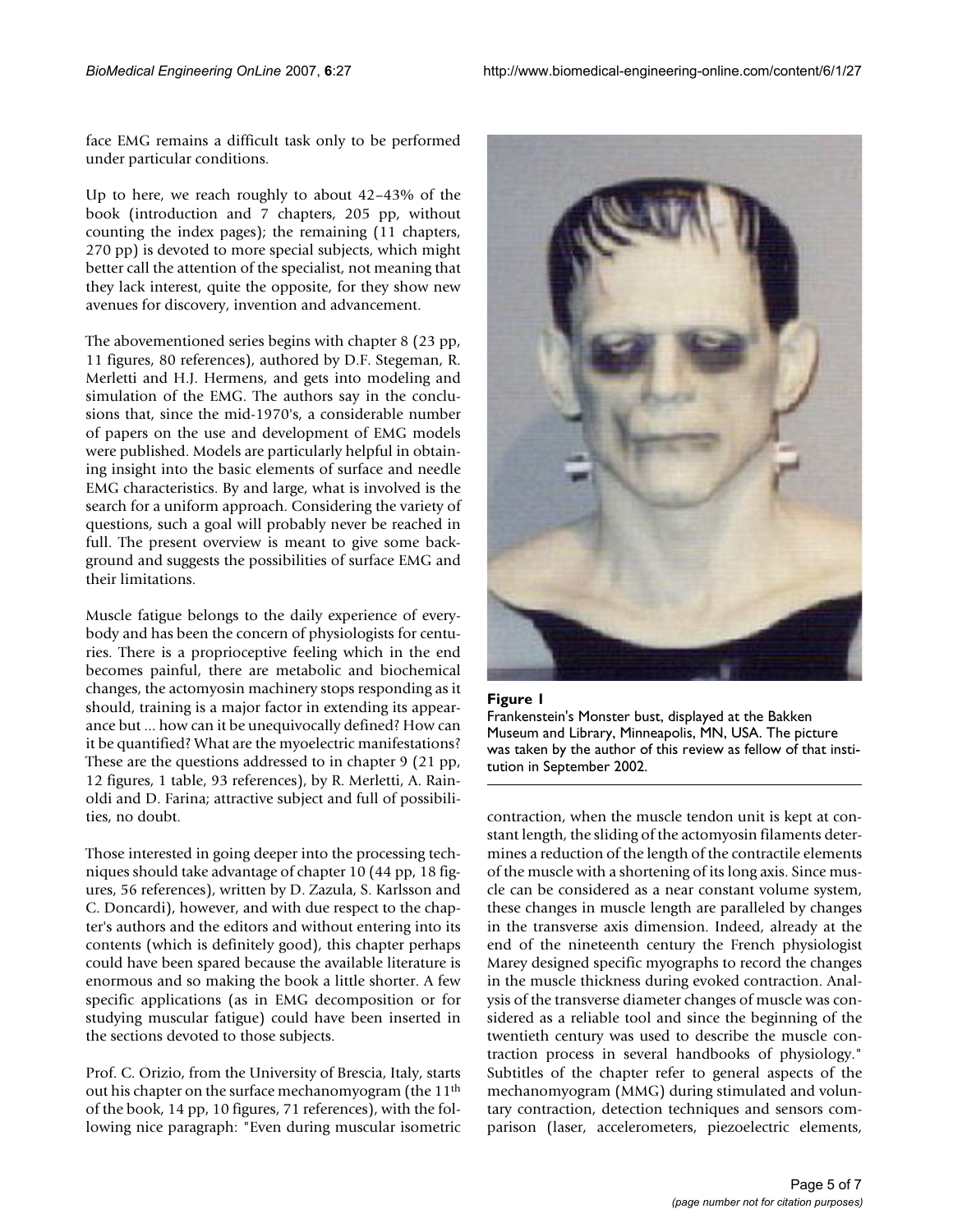face EMG remains a difficult task only to be performed under particular conditions.

Up to here, we reach roughly to about 42–43% of the book (introduction and 7 chapters, 205 pp, without counting the index pages); the remaining (11 chapters, 270 pp) is devoted to more special subjects, which might better call the attention of the specialist, not meaning that they lack interest, quite the opposite, for they show new avenues for discovery, invention and advancement.

The abovementioned series begins with chapter 8 (23 pp, 11 figures, 80 references), authored by D.F. Stegeman, R. Merletti and H.J. Hermens, and gets into modeling and simulation of the EMG. The authors say in the conclusions that, since the mid-1970's, a considerable number of papers on the use and development of EMG models were published. Models are particularly helpful in obtaining insight into the basic elements of surface and needle EMG characteristics. By and large, what is involved is the search for a uniform approach. Considering the variety of questions, such a goal will probably never be reached in full. The present overview is meant to give some background and suggests the possibilities of surface EMG and their limitations.

Muscle fatigue belongs to the daily experience of everybody and has been the concern of physiologists for centuries. There is a proprioceptive feeling which in the end becomes painful, there are metabolic and biochemical changes, the actomyosin machinery stops responding as it should, training is a major factor in extending its appearance but ... how can it be unequivocally defined? How can it be quantified? What are the myoelectric manifestations? These are the questions addressed to in chapter 9 (21 pp, 12 figures, 1 table, 93 references), by R. Merletti, A. Rainoldi and D. Farina; attractive subject and full of possibilities, no doubt.

Those interested in going deeper into the processing techniques should take advantage of chapter 10 (44 pp, 18 figures, 56 references), written by D. Zazula, S. Karlsson and C. Doncardi), however, and with due respect to the chapter's authors and the editors and without entering into its contents (which is definitely good), this chapter perhaps could have been spared because the available literature is enormous and so making the book a little shorter. A few specific applications (as in EMG decomposition or for studying muscular fatigue) could have been inserted in the sections devoted to those subjects.

Prof. C. Orizio, from the University of Brescia, Italy, starts out his chapter on the surface mechanomyogram (the 11th of the book, 14 pp, 10 figures, 71 references), with the following nice paragraph: "Even during muscular isometric contraction, when the muscle tendon unit is kept at constant length, the sliding of the actomyosin filaments determines a reduction of the length of the contractile elements of the muscle with a shortening of its long axis. Since muscle can be considered as a near constant volume system, these changes in muscle length are paralleled by changes in the transverse axis dimension. Indeed, already at the end of the nineteenth century the French physiologist Marey designed specific myographs to record the changes in the muscle thickness during evoked contraction. Analysis of the transverse diameter changes of muscle was considered as a reliable tool and since the beginning of the twentieth century was used to describe the muscle contraction process in several handbooks of physiology." Subtitles of the chapter refer to general aspects of the mechanomyogram (MMG) during stimulated and voluntary contraction, detection techniques and sensors comparison (laser, accelerometers, piezoelectric elements,

**Figure 1**
Frankenstein's Monster bust, displayed at the Bakken Museum and Library, Minneapolis, MN, USA. The picture was taken by the author of this review as fellow of that institution in September 2002.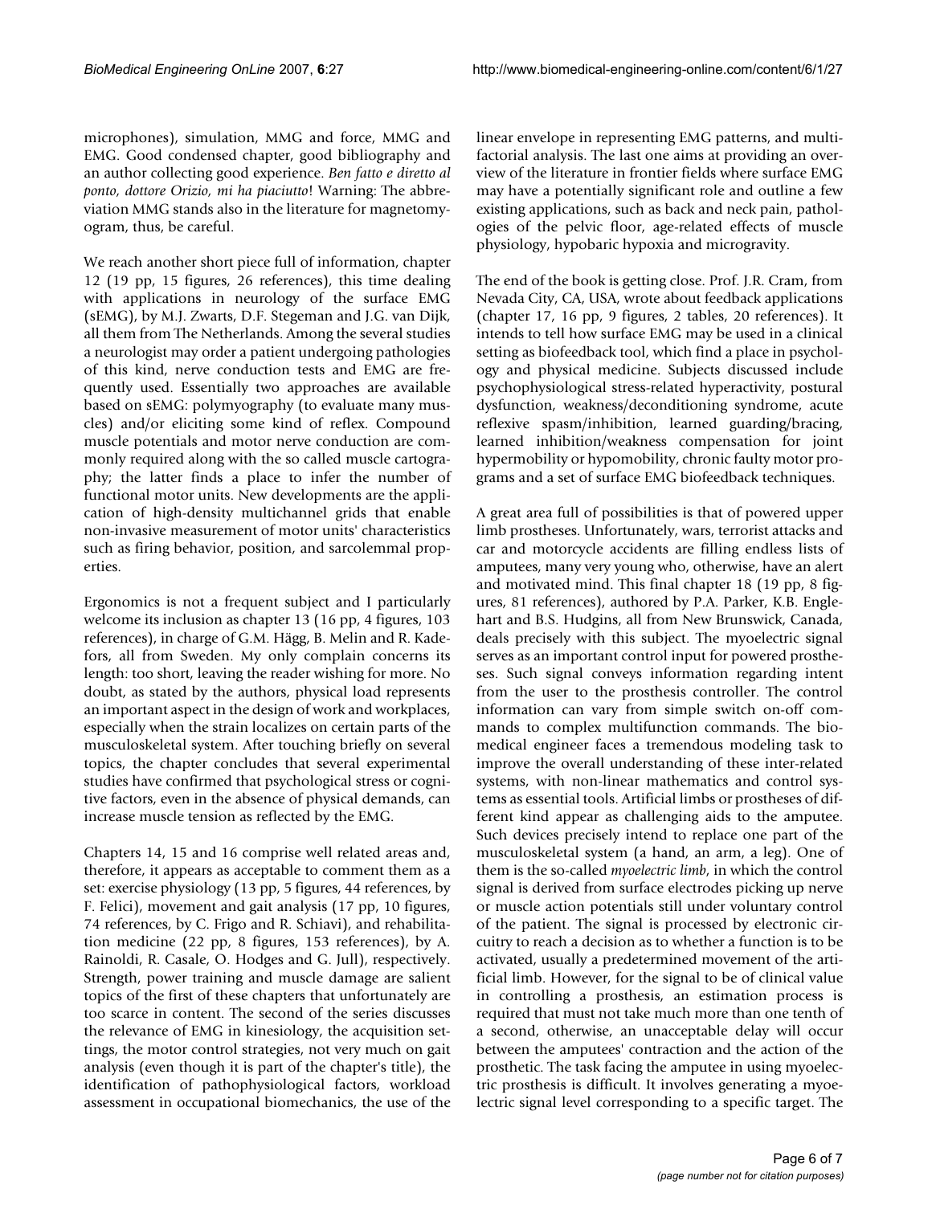microphones), simulation, MMG and force, MMG and EMG. Good condensed chapter, good bibliography and an author collecting good experience. *Ben fatto e diretto al ponto, dottore Orizio, mi ha piaciutto*! Warning: The abbreviation MMG stands also in the literature for magnetomyogram, thus, be careful.

We reach another short piece full of information, chapter 12 (19 pp, 15 figures, 26 references), this time dealing with applications in neurology of the surface EMG (sEMG), by M.J. Zwarts, D.F. Stegeman and J.G. van Dijk, all them from The Netherlands. Among the several studies a neurologist may order a patient undergoing pathologies of this kind, nerve conduction tests and EMG are frequently used. Essentially two approaches are available based on sEMG: polymyography (to evaluate many muscles) and/or eliciting some kind of reflex. Compound muscle potentials and motor nerve conduction are commonly required along with the so called muscle cartography; the latter finds a place to infer the number of functional motor units. New developments are the application of high-density multichannel grids that enable non-invasive measurement of motor units' characteristics such as firing behavior, position, and sarcolemmal properties.

Ergonomics is not a frequent subject and I particularly welcome its inclusion as chapter 13 (16 pp, 4 figures, 103 references), in charge of G.M. Hägg, B. Melin and R. Kadefors, all from Sweden. My only complain concerns its length: too short, leaving the reader wishing for more. No doubt, as stated by the authors, physical load represents an important aspect in the design of work and workplaces, especially when the strain localizes on certain parts of the musculoskeletal system. After touching briefly on several topics, the chapter concludes that several experimental studies have confirmed that psychological stress or cognitive factors, even in the absence of physical demands, can increase muscle tension as reflected by the EMG.

Chapters 14, 15 and 16 comprise well related areas and, therefore, it appears as acceptable to comment them as a set: exercise physiology (13 pp, 5 figures, 44 references, by F. Felici), movement and gait analysis (17 pp, 10 figures, 74 references, by C. Frigo and R. Schiavi), and rehabilitation medicine (22 pp, 8 figures, 153 references), by A. Rainoldi, R. Casale, O. Hodges and G. Jull), respectively. Strength, power training and muscle damage are salient topics of the first of these chapters that unfortunately are too scarce in content. The second of the series discusses the relevance of EMG in kinesiology, the acquisition settings, the motor control strategies, not very much on gait analysis (even though it is part of the chapter's title), the identification of pathophysiological factors, workload assessment in occupational biomechanics, the use of the linear envelope in representing EMG patterns, and multifactorial analysis. The last one aims at providing an overview of the literature in frontier fields where surface EMG may have a potentially significant role and outline a few existing applications, such as back and neck pain, pathologies of the pelvic floor, age-related effects of muscle physiology, hypobaric hypoxia and microgravity.

The end of the book is getting close. Prof. J.R. Cram, from Nevada City, CA, USA, wrote about feedback applications (chapter 17, 16 pp, 9 figures, 2 tables, 20 references). It intends to tell how surface EMG may be used in a clinical setting as biofeedback tool, which find a place in psychology and physical medicine. Subjects discussed include psychophysiological stress-related hyperactivity, postural dysfunction, weakness/deconditioning syndrome, acute reflexive spasm/inhibition, learned guarding/bracing, learned inhibition/weakness compensation for joint hypermobility or hypomobility, chronic faulty motor programs and a set of surface EMG biofeedback techniques.

A great area full of possibilities is that of powered upper limb prostheses. Unfortunately, wars, terrorist attacks and car and motorcycle accidents are filling endless lists of amputees, many very young who, otherwise, have an alert and motivated mind. This final chapter 18 (19 pp, 8 figures, 81 references), authored by P.A. Parker, K.B. Englehart and B.S. Hudgins, all from New Brunswick, Canada, deals precisely with this subject. The myoelectric signal serves as an important control input for powered prostheses. Such signal conveys information regarding intent from the user to the prosthesis controller. The control information can vary from simple switch on-off commands to complex multifunction commands. The biomedical engineer faces a tremendous modeling task to improve the overall understanding of these inter-related systems, with non-linear mathematics and control systems as essential tools. Artificial limbs or prostheses of different kind appear as challenging aids to the amputee. Such devices precisely intend to replace one part of the musculoskeletal system (a hand, an arm, a leg). One of them is the so-called *myoelectric limb*, in which the control signal is derived from surface electrodes picking up nerve or muscle action potentials still under voluntary control of the patient. The signal is processed by electronic circuitry to reach a decision as to whether a function is to be activated, usually a predetermined movement of the artificial limb. However, for the signal to be of clinical value in controlling a prosthesis, an estimation process is required that must not take much more than one tenth of a second, otherwise, an unacceptable delay will occur between the amputees' contraction and the action of the prosthetic. The task facing the amputee in using myoelectric prosthesis is difficult. It involves generating a myoelectric signal level corresponding to a specific target. The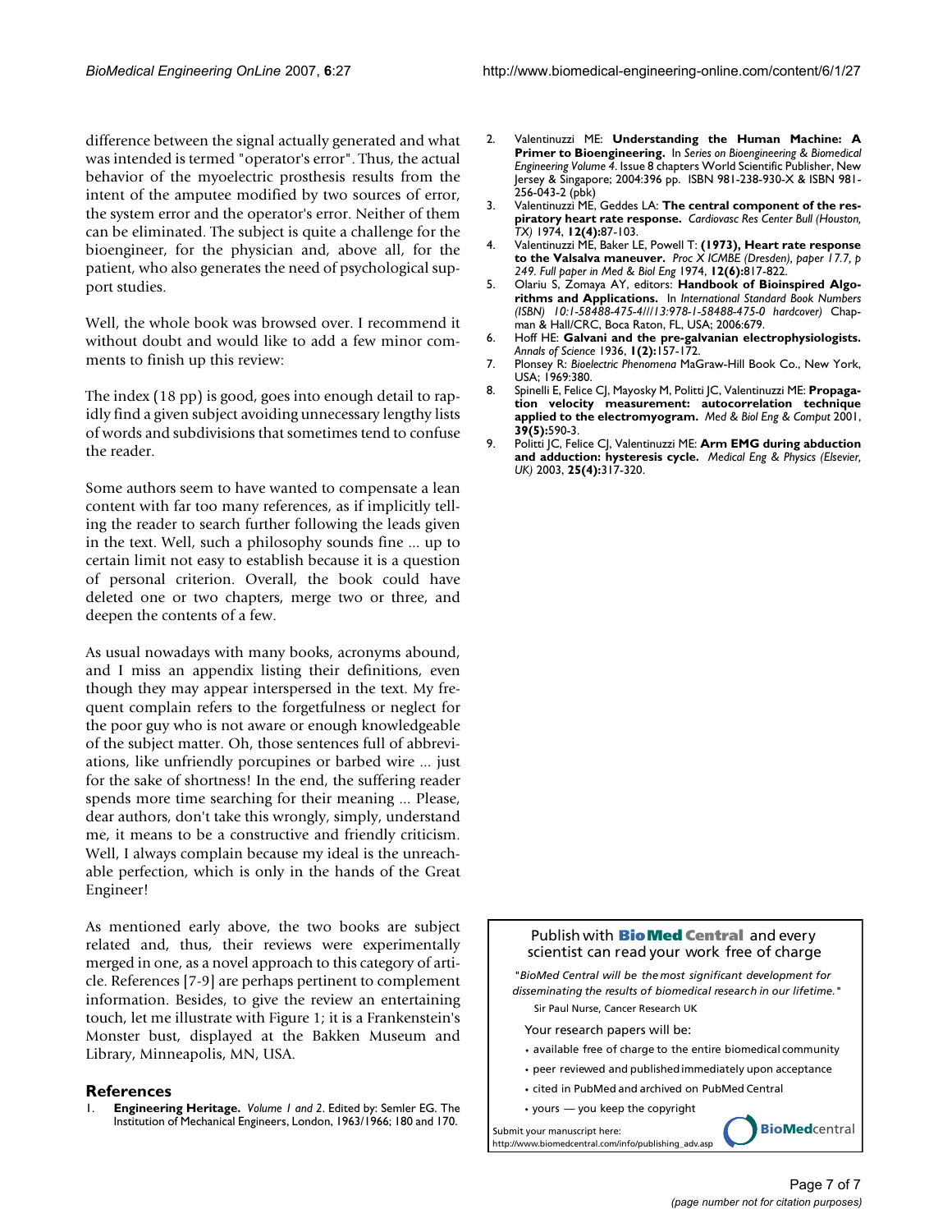difference between the signal actually generated and what was intended is termed "operator's error". Thus, the actual behavior of the myoelectric prosthesis results from the intent of the amputee modified by two sources of error, the system error and the operator's error. Neither of them can be eliminated. The subject is quite a challenge for the bioengineer, for the physician and, above all, for the patient, who also generates the need of psychological support studies.

Well, the whole book was browsed over. I recommend it without doubt and would like to add a few minor comments to finish up this review:

The index (18 pp) is good, goes into enough detail to rapidly find a given subject avoiding unnecessary lengthy lists of words and subdivisions that sometimes tend to confuse the reader.

Some authors seem to have wanted to compensate a lean content with far too many references, as if implicitly telling the reader to search further following the leads given in the text. Well, such a philosophy sounds fine ... up to certain limit not easy to establish because it is a question of personal criterion. Overall, the book could have deleted one or two chapters, merge two or three, and deepen the contents of a few.

As usual nowadays with many books, acronyms abound, and I miss an appendix listing their definitions, even though they may appear interspersed in the text. My frequent complain refers to the forgetfulness or neglect for the poor guy who is not aware or enough knowledgeable of the subject matter. Oh, those sentences full of abbreviations, like unfriendly porcupines or barbed wire ... just for the sake of shortness! In the end, the suffering reader spends more time searching for their meaning ... Please, dear authors, don't take this wrongly, simply, understand me, it means to be a constructive and friendly criticism. Well, I always complain because my ideal is the unreachable perfection, which is only in the hands of the Great Engineer!

As mentioned early above, the two books are subject related and, thus, their reviews were experimentally merged in one, as a novel approach to this category of article. References [7-9] are perhaps pertinent to complement information. Besides, to give the review an entertaining touch, let me illustrate with Figure 1; it is a Frankenstein's Monster bust, displayed at the Bakken Museum and Library, Minneapolis, MN, USA.

## References

1. **Engineering Heritage.** *Volume 1 and 2*. Edited by: Semler EG. The Institution of Mechanical Engineers, London, 1963/1966; 180 and 170.
2. Valentinuzzi ME: **Understanding the Human Machine: A Primer to Bioengineering.** In *Series on Bioengineering & Biomedical Engineering Volume 4*. Issue 8 chapters World Scientific Publisher, New Jersey & Singapore; 2004:396 pp. ISBN 981-238-930-X & ISBN 981-256-043-2 (pbk)
3. Valentinuzzi ME, Geddes LA: **The central component of the respiratory heart rate response.** *Cardiovasc Res Center Bull (Houston, TX)* 1974, **12(4):**87-103.
4. Valentinuzzi ME, Baker LE, Powell T: **(1973), Heart rate response to the Valsalva maneuver.** *Proc X ICMBE (Dresden), paper 17.7, p 249. Full paper in Med & Biol Eng* 1974, **12(6):**817-822.
5. Olariu S, Zomaya AY, editors: **Handbook of Bioinspired Algorithms and Applications.** In *International Standard Book Numbers (ISBN) 10:1-58488-475-4///13:978-1-58488-475-0 hardcover)* Chapman & Hall/CRC, Boca Raton, FL, USA; 2006:679.
6. Hoff HE: **Galvani and the pre-galvanian electrophysiologists.** *Annals of Science* 1936, **1(2):**157-172.
7. Plonsey R: *Bioelectric Phenomena* MaGraw-Hill Book Co., New York, USA; 1969:380.
8. Spinelli E, Felice CJ, Mayosky M, Politti JC, Valentinuzzi ME: **Propagation velocity measurement: autocorrelation technique applied to the electromyogram.** *Med & Biol Eng & Comput* 2001, **39(5):**590-3.
9. Politti JC, Felice CJ, Valentinuzzi ME: **Arm EMG during abduction and adduction: hysteresis cycle.** *Medical Eng & Physics (Elsevier, UK)* 2003, **25(4):**317-320.

Publish with **BioMed Central** and every scientist can read your work free of charge

*"BioMed Central will be the most significant development for disseminating the results of biomedical research in our lifetime."*
Sir Paul Nurse, Cancer Research UK

Your research papers will be:

- available free of charge to the entire biomedical community
- peer reviewed and published immediately upon acceptance
- cited in PubMed and archived on PubMed Central
- yours — you keep the copyright

Submit your manuscript here:
http://www.biomedcentral.com/info/publishing_adv.asp

**BioMed**central